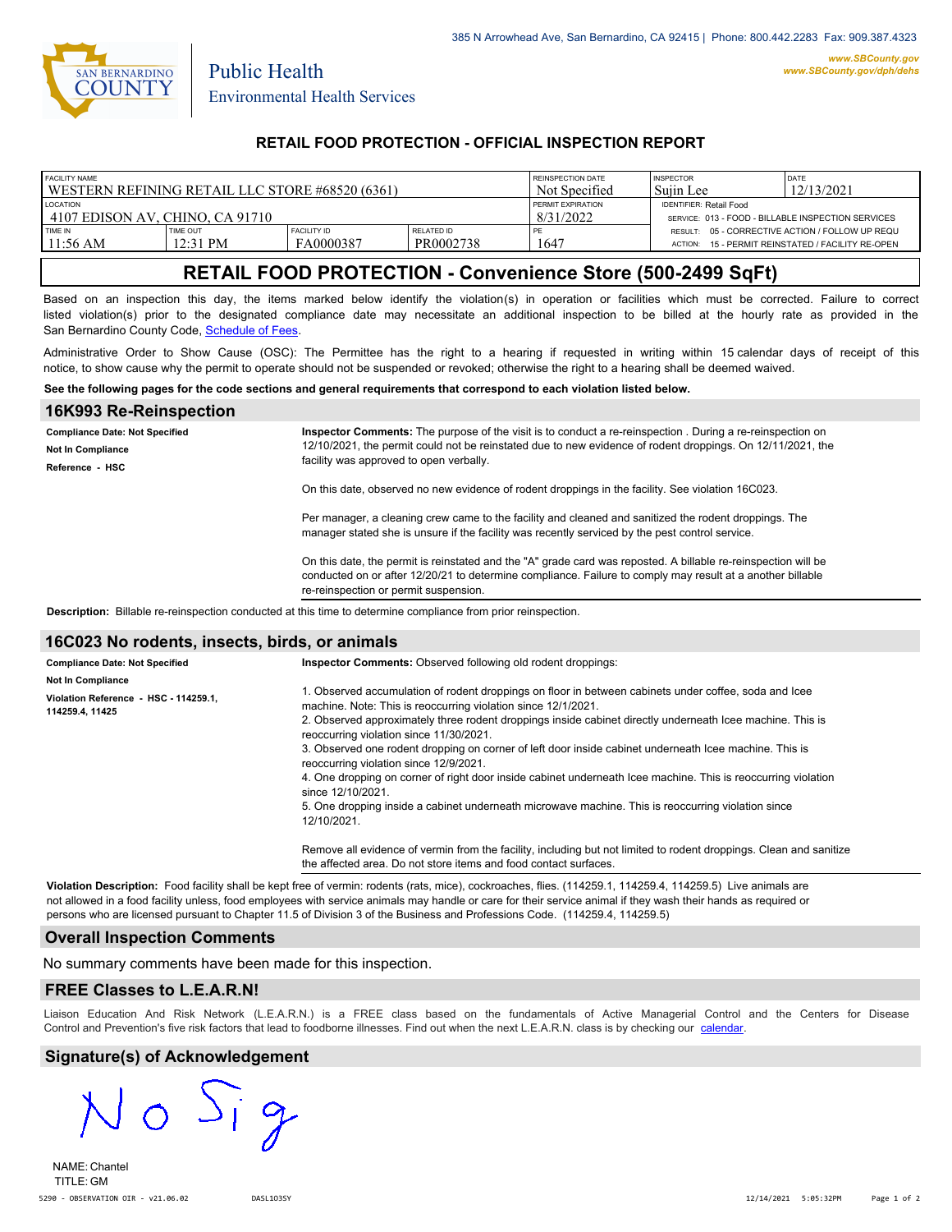385 N Arrowhead Ave, San Bernardino, CA 92415 | Phone: 800.442.2283 Fax: 909.387.4323

www.SBCounty.gov
www.SBCounty.gov/dph/dehs

San Bernardino County
Public Health
Environmental Health Services

## RETAIL FOOD PROTECTION - OFFICIAL INSPECTION REPORT

| FACILITY NAME | | | | REINSPECTION DATE | INSPECTOR | DATE |
|---|---|---|---|---|---|---|
| WESTERN REFINING RETAIL LLC STORE #68520 (6361) | | | | Not Specified | Sujin Lee | 12/13/2021 |
| LOCATION | | | | PERMIT EXPIRATION | IDENTIFIER: Retail Food | |
| 4107 EDISON AV, CHINO, CA 91710 | | | | 8/31/2022 | SERVICE: 013 - FOOD - BILLABLE INSPECTION SERVICES | |
| TIME IN | TIME OUT | FACILITY ID | RELATED ID | PE | RESULT: 05 - CORRECTIVE ACTION / FOLLOW UP REQU | |
| 11:56 AM | 12:31 PM | FA0000387 | PR0002738 | 1647 | ACTION: 15 - PERMIT REINSTATED / FACILITY RE-OPEN | |

# RETAIL FOOD PROTECTION - Convenience Store (500-2499 SqFt)

Based on an inspection this day, the items marked below identify the violation(s) in operation or facilities which must be corrected. Failure to correct listed violation(s) prior to the designated compliance date may necessitate an additional inspection to be billed at the hourly rate as provided in the San Bernardino County Code, Schedule of Fees.

Administrative Order to Show Cause (OSC): The Permittee has the right to a hearing if requested in writing within 15 calendar days of receipt of this notice, to show cause why the permit to operate should not be suspended or revoked; otherwise the right to a hearing shall be deemed waived.

**See the following pages for the code sections and general requirements that correspond to each violation listed below.**

## 16K993 Re-Reinspection

**Compliance Date: Not Specified**
**Not In Compliance**
**Reference - HSC**

**Inspector Comments:** The purpose of the visit is to conduct a re-reinspection . During a re-reinspection on 12/10/2021, the permit could not be reinstated due to new evidence of rodent droppings. On 12/11/2021, the facility was approved to open verbally.

On this date, observed no new evidence of rodent droppings in the facility. See violation 16C023.

Per manager, a cleaning crew came to the facility and cleaned and sanitized the rodent droppings. The manager stated she is unsure if the facility was recently serviced by the pest control service.

On this date, the permit is reinstated and the "A" grade card was reposted. A billable re-reinspection will be conducted on or after 12/20/21 to determine compliance. Failure to comply may result at a another billable re-reinspection or permit suspension.

**Description:** Billable re-reinspection conducted at this time to determine compliance from prior reinspection.

## 16C023 No rodents, insects, birds, or animals

**Compliance Date: Not Specified**
**Not In Compliance**
**Violation Reference - HSC - 114259.1, 114259.4, 11425**

**Inspector Comments:** Observed following old rodent droppings:

1. Observed accumulation of rodent droppings on floor in between cabinets under coffee, soda and Icee machine. Note: This is reoccurring violation since 12/1/2021.
2. Observed approximately three rodent droppings inside cabinet directly underneath Icee machine. This is reoccurring violation since 11/30/2021.
3. Observed one rodent dropping on corner of left door inside cabinet underneath Icee machine. This is reoccurring violation since 12/9/2021.
4. One dropping on corner of right door inside cabinet underneath Icee machine. This is reoccurring violation since 12/10/2021.
5. One dropping inside a cabinet underneath microwave machine. This is reoccurring violation since 12/10/2021.

Remove all evidence of vermin from the facility, including but not limited to rodent droppings. Clean and sanitize the affected area. Do not store items and food contact surfaces.

**Violation Description:** Food facility shall be kept free of vermin: rodents (rats, mice), cockroaches, flies. (114259.1, 114259.4, 114259.5) Live animals are not allowed in a food facility unless, food employees with service animals may handle or care for their service animal if they wash their hands as required or persons who are licensed pursuant to Chapter 11.5 of Division 3 of the Business and Professions Code. (114259.4, 114259.5)

## Overall Inspection Comments

No summary comments have been made for this inspection.

## FREE Classes to L.E.A.R.N!

Liaison Education And Risk Network (L.E.A.R.N.) is a FREE class based on the fundamentals of Active Managerial Control and the Centers for Disease Control and Prevention's five risk factors that lead to foodborne illnesses. Find out when the next L.E.A.R.N. class is by checking our calendar.

## Signature(s) of Acknowledgement

No Sig

NAME: Chantel
TITLE: GM

5290 - OBSERVATION OIR - v21.06.02 DASL1O3SY 12/14/2021 5:05:32PM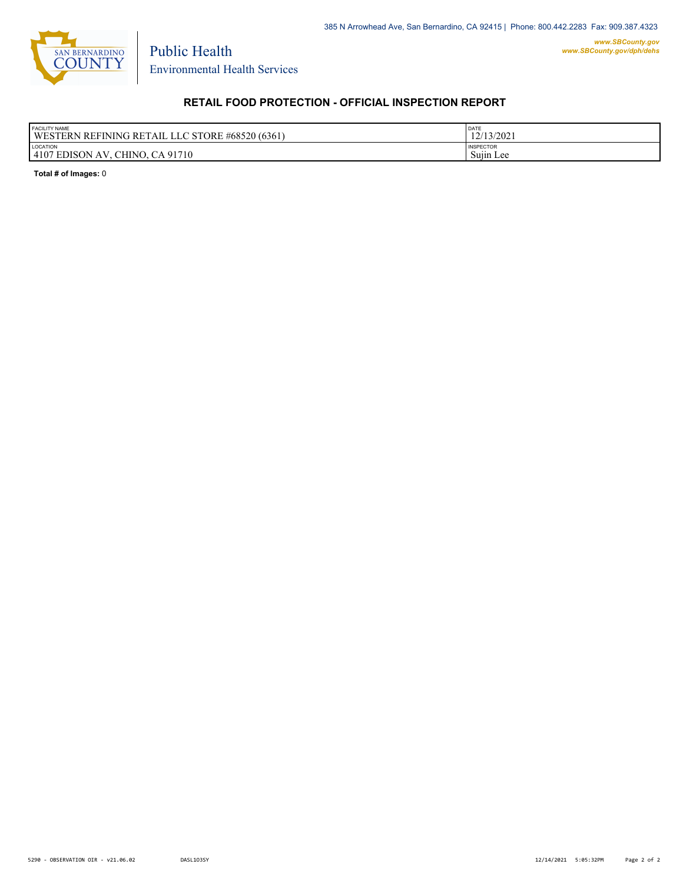385 N Arrowhead Ave, San Bernardino, CA 92415 | Phone: 800.442.2283 Fax: 909.387.4323

SAN BERNARDINO COUNTY

Public Health
Environmental Health Services

*www.SBCounty.gov*
*www.SBCounty.gov/dph/dehs*

## RETAIL FOOD PROTECTION - OFFICIAL INSPECTION REPORT

| FACILITY NAME | DATE |
|---|---|
| WESTERN REFINING RETAIL LLC STORE #68520 (6361) | 12/13/2021 |
| **LOCATION** | **INSPECTOR** |
| 4107 EDISON AV, CHINO, CA 91710 | Sujin Lee |

**Total # of Images:** 0

5290 - OBSERVATION OIR - v21.06.02 DASL1O3SY 12/14/2021 5:05:32PM